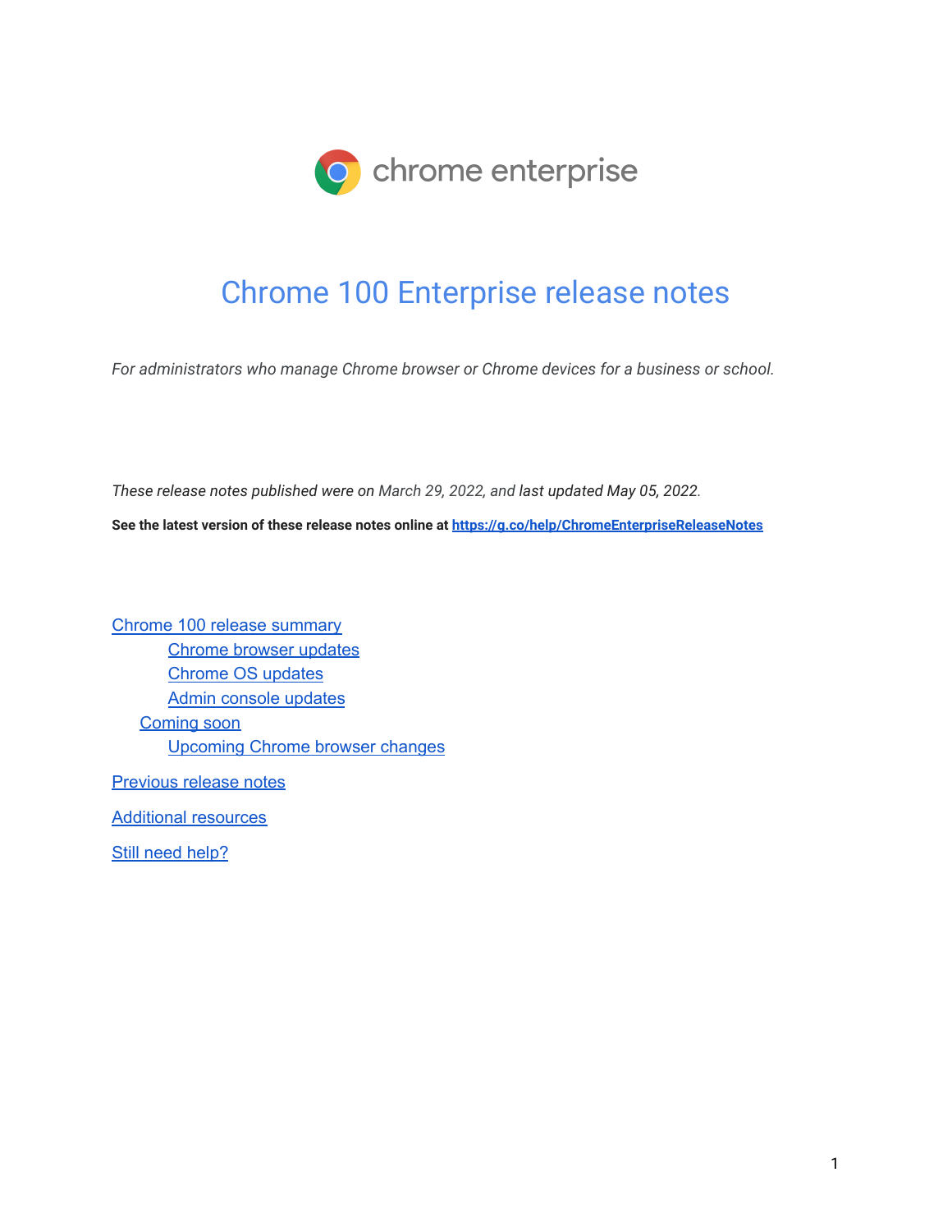chrome enterprise

# Chrome 100 Enterprise release notes

*For administrators who manage Chrome browser or Chrome devices for a business or school.*

*These release notes published were on March 29, 2022, and last updated May 05, 2022.*

**See the latest version of these release notes online at [https://g.co/help/ChromeEnterpriseReleaseNotes](https://g.co/help/ChromeEnterpriseReleaseNotes)**

- Chrome 100 release summary
  - Chrome browser updates
  - Chrome OS updates
  - Admin console updates
- Coming soon
  - Upcoming Chrome browser changes
- Previous release notes
- Additional resources
- Still need help?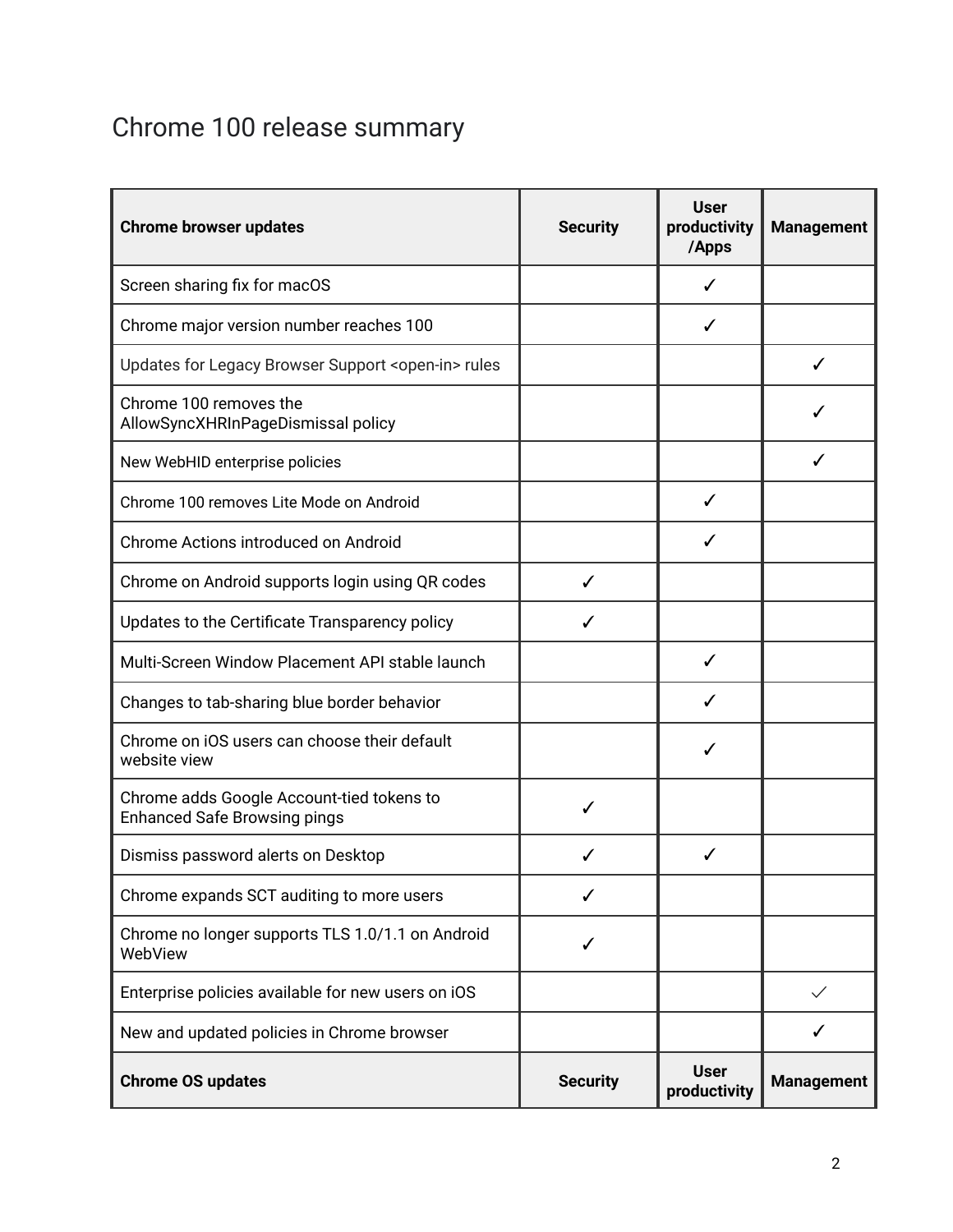# Chrome 100 release summary

| Chrome browser updates | Security | User productivity /Apps | Management |
|---|---|---|---|
| Screen sharing fix for macOS | | ✓ | |
| Chrome major version number reaches 100 | | ✓ | |
| Updates for Legacy Browser Support <open-in> rules | | | ✓ |
| Chrome 100 removes the AllowSyncXHRInPageDismissal policy | | | ✓ |
| New WebHID enterprise policies | | | ✓ |
| Chrome 100 removes Lite Mode on Android | | ✓ | |
| Chrome Actions introduced on Android | | ✓ | |
| Chrome on Android supports login using QR codes | ✓ | | |
| Updates to the Certificate Transparency policy | ✓ | | |
| Multi-Screen Window Placement API stable launch | | ✓ | |
| Changes to tab-sharing blue border behavior | | ✓ | |
| Chrome on iOS users can choose their default website view | | ✓ | |
| Chrome adds Google Account-tied tokens to Enhanced Safe Browsing pings | ✓ | | |
| Dismiss password alerts on Desktop | ✓ | ✓ | |
| Chrome expands SCT auditing to more users | ✓ | | |
| Chrome no longer supports TLS 1.0/1.1 on Android WebView | ✓ | | |
| Enterprise policies available for new users on iOS | | | ✓ |
| New and updated policies in Chrome browser | | | ✓ |
| **Chrome OS updates** | **Security** | **User productivity** | **Management** |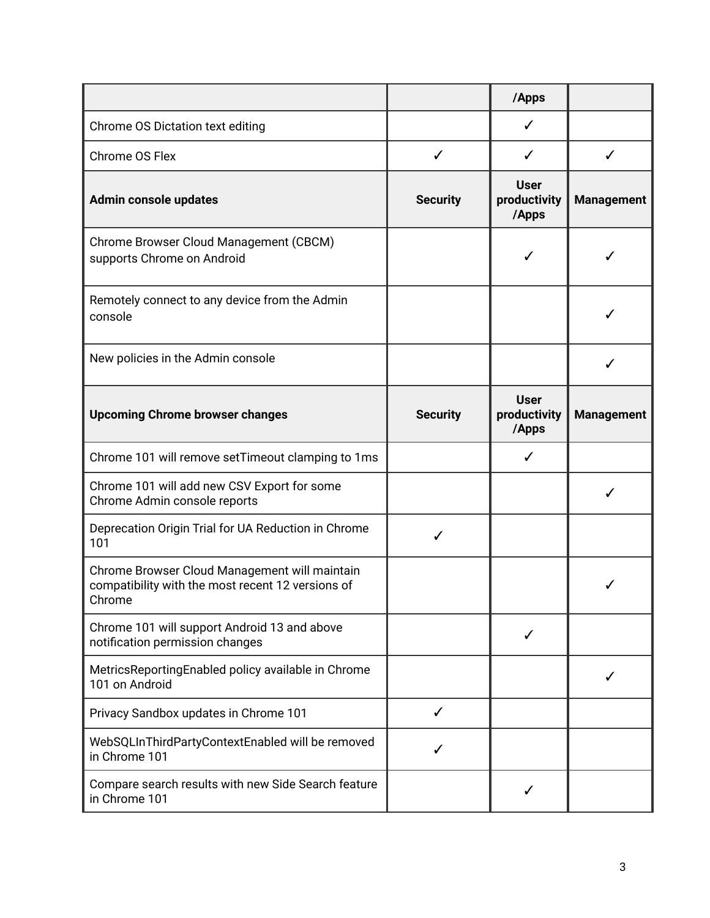| | | /Apps | |
|---|---|---|---|
| Chrome OS Dictation text editing | | ✓ | |
| Chrome OS Flex | ✓ | ✓ | ✓ |
| **Admin console updates** | **Security** | **User productivity /Apps** | **Management** |
| Chrome Browser Cloud Management (CBCM) supports Chrome on Android | | ✓ | ✓ |
| Remotely connect to any device from the Admin console | | | ✓ |
| New policies in the Admin console | | | ✓ |
| **Upcoming Chrome browser changes** | **Security** | **User productivity /Apps** | **Management** |
| Chrome 101 will remove setTimeout clamping to 1ms | | ✓ | |
| Chrome 101 will add new CSV Export for some Chrome Admin console reports | | | ✓ |
| Deprecation Origin Trial for UA Reduction in Chrome 101 | ✓ | | |
| Chrome Browser Cloud Management will maintain compatibility with the most recent 12 versions of Chrome | | | ✓ |
| Chrome 101 will support Android 13 and above notification permission changes | | ✓ | |
| MetricsReportingEnabled policy available in Chrome 101 on Android | | | ✓ |
| Privacy Sandbox updates in Chrome 101 | ✓ | | |
| WebSQLInThirdPartyContextEnabled will be removed in Chrome 101 | ✓ | | |
| Compare search results with new Side Search feature in Chrome 101 | | ✓ | |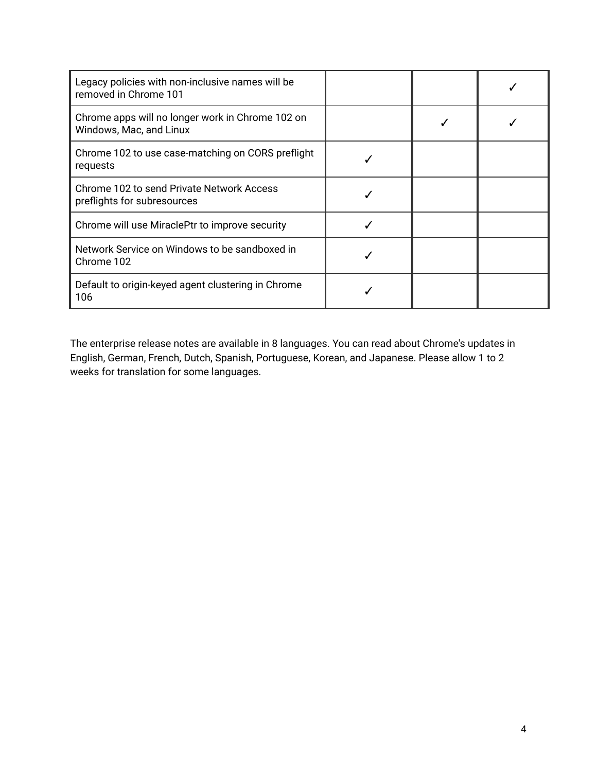| | | | |
|---|---|---|---|
| Legacy policies with non-inclusive names will be removed in Chrome 101 | | | ✓ |
| Chrome apps will no longer work in Chrome 102 on Windows, Mac, and Linux | | ✓ | ✓ |
| Chrome 102 to use case-matching on CORS preflight requests | ✓ | | |
| Chrome 102 to send Private Network Access preflights for subresources | ✓ | | |
| Chrome will use MiraclePtr to improve security | ✓ | | |
| Network Service on Windows to be sandboxed in Chrome 102 | ✓ | | |
| Default to origin-keyed agent clustering in Chrome 106 | ✓ | | |

The enterprise release notes are available in 8 languages. You can read about Chrome's updates in English, German, French, Dutch, Spanish, Portuguese, Korean, and Japanese. Please allow 1 to 2 weeks for translation for some languages.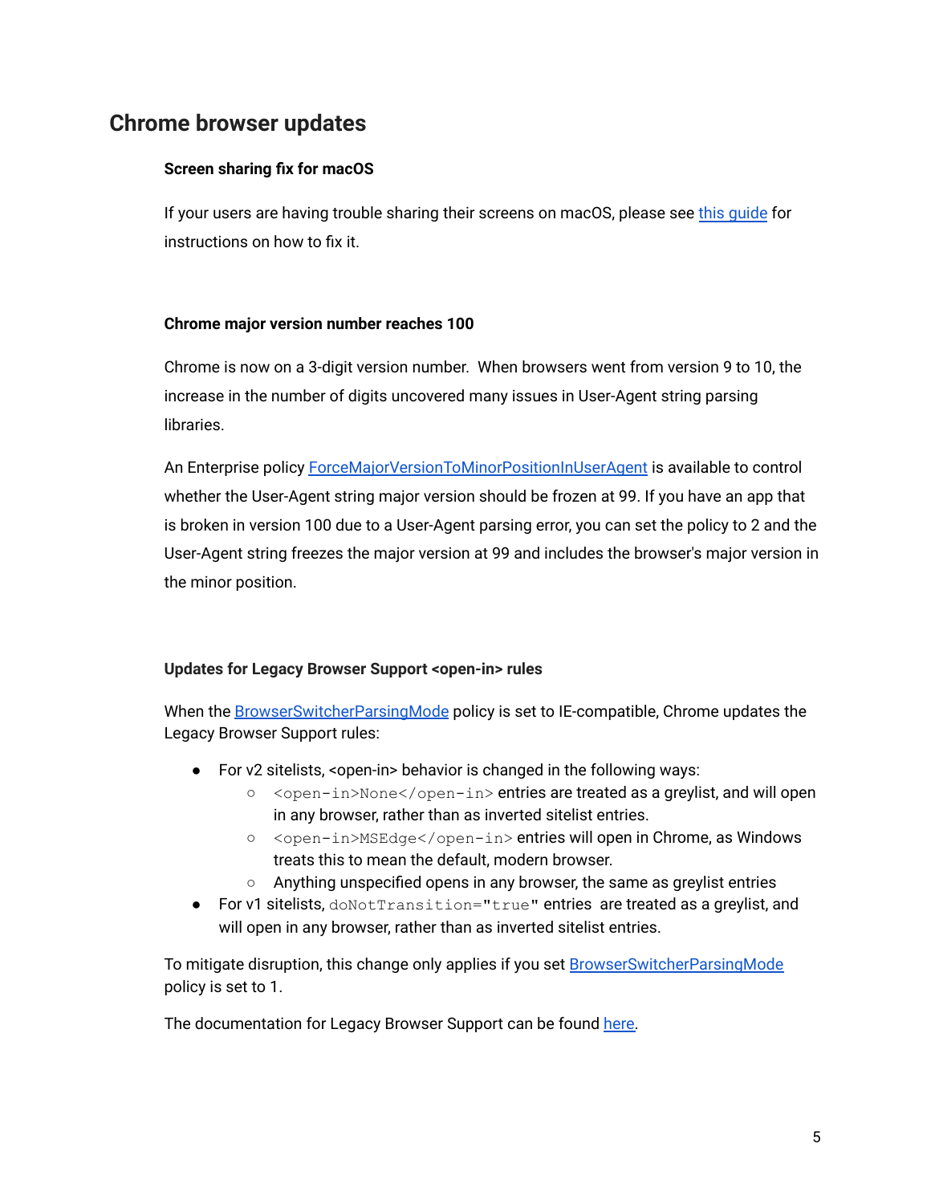## Chrome browser updates

### Screen sharing fix for macOS

If your users are having trouble sharing their screens on macOS, please see this guide for instructions on how to fix it.

### Chrome major version number reaches 100

Chrome is now on a 3-digit version number. When browsers went from version 9 to 10, the increase in the number of digits uncovered many issues in User-Agent string parsing libraries.

An Enterprise policy ForceMajorVersionToMinorPositionInUserAgent is available to control whether the User-Agent string major version should be frozen at 99. If you have an app that is broken in version 100 due to a User-Agent parsing error, you can set the policy to 2 and the User-Agent string freezes the major version at 99 and includes the browser's major version in the minor position.

### Updates for Legacy Browser Support <open-in> rules

When the BrowserSwitcherParsingMode policy is set to IE-compatible, Chrome updates the Legacy Browser Support rules:

- For v2 sitelists, <open-in> behavior is changed in the following ways:
  - `<open-in>None</open-in>` entries are treated as a greylist, and will open in any browser, rather than as inverted sitelist entries.
  - `<open-in>MSEdge</open-in>` entries will open in Chrome, as Windows treats this to mean the default, modern browser.
  - Anything unspecified opens in any browser, the same as greylist entries
- For v1 sitelists, `doNotTransition="true"` entries are treated as a greylist, and will open in any browser, rather than as inverted sitelist entries.

To mitigate disruption, this change only applies if you set BrowserSwitcherParsingMode policy is set to 1.

The documentation for Legacy Browser Support can be found here.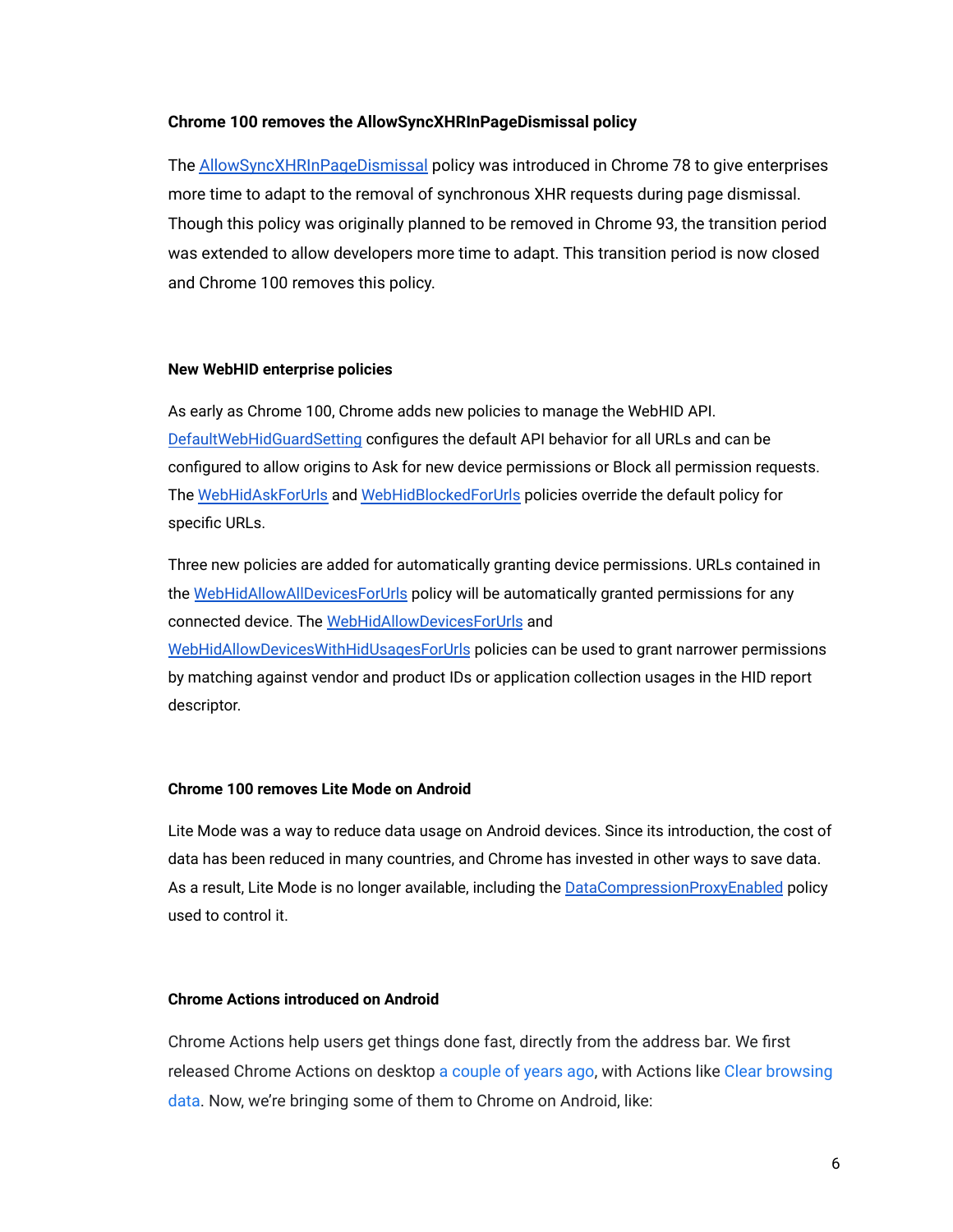#### Chrome 100 removes the AllowSyncXHRInPageDismissal policy

The AllowSyncXHRInPageDismissal policy was introduced in Chrome 78 to give enterprises more time to adapt to the removal of synchronous XHR requests during page dismissal. Though this policy was originally planned to be removed in Chrome 93, the transition period was extended to allow developers more time to adapt. This transition period is now closed and Chrome 100 removes this policy.

#### New WebHID enterprise policies

As early as Chrome 100, Chrome adds new policies to manage the WebHID API. DefaultWebHidGuardSetting configures the default API behavior for all URLs and can be configured to allow origins to Ask for new device permissions or Block all permission requests. The WebHidAskForUrls and WebHidBlockedForUrls policies override the default policy for specific URLs.

Three new policies are added for automatically granting device permissions. URLs contained in the WebHidAllowAllDevicesForUrls policy will be automatically granted permissions for any connected device. The WebHidAllowDevicesForUrls and WebHidAllowDevicesWithHidUsagesForUrls policies can be used to grant narrower permissions by matching against vendor and product IDs or application collection usages in the HID report descriptor.

#### Chrome 100 removes Lite Mode on Android

Lite Mode was a way to reduce data usage on Android devices. Since its introduction, the cost of data has been reduced in many countries, and Chrome has invested in other ways to save data. As a result, Lite Mode is no longer available, including the DataCompressionProxyEnabled policy used to control it.

#### Chrome Actions introduced on Android

Chrome Actions help users get things done fast, directly from the address bar. We first released Chrome Actions on desktop a couple of years ago, with Actions like Clear browsing data. Now, we're bringing some of them to Chrome on Android, like: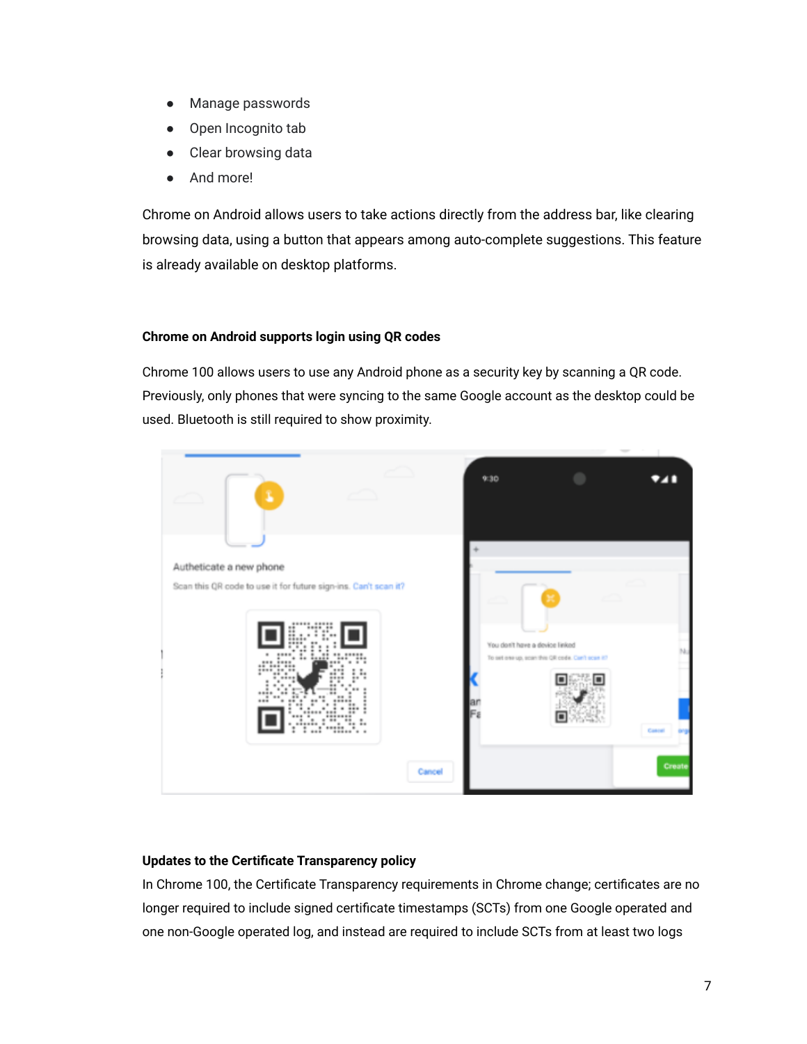- Manage passwords
- Open Incognito tab
- Clear browsing data
- And more!

Chrome on Android allows users to take actions directly from the address bar, like clearing browsing data, using a button that appears among auto-complete suggestions. This feature is already available on desktop platforms.

**Chrome on Android supports login using QR codes**

Chrome 100 allows users to use any Android phone as a security key by scanning a QR code. Previously, only phones that were syncing to the same Google account as the desktop could be used. Bluetooth is still required to show proximity.

**Updates to the Certificate Transparency policy**

In Chrome 100, the Certificate Transparency requirements in Chrome change; certificates are no longer required to include signed certificate timestamps (SCTs) from one Google operated and one non-Google operated log, and instead are required to include SCTs from at least two logs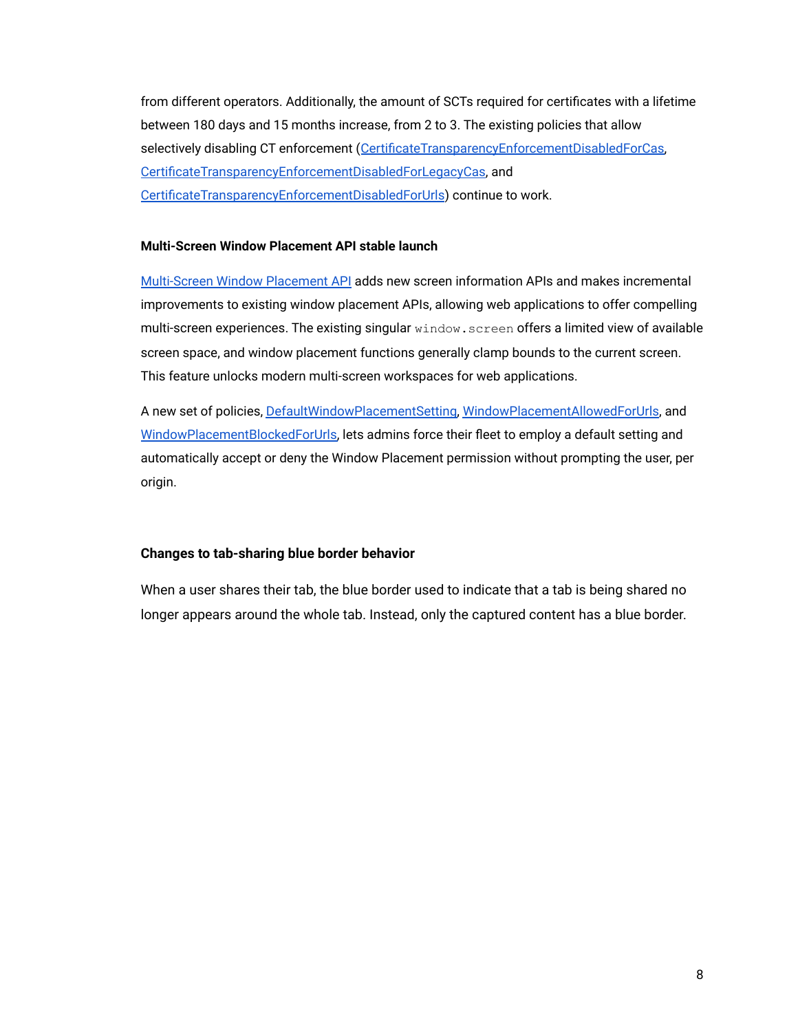from different operators. Additionally, the amount of SCTs required for certificates with a lifetime between 180 days and 15 months increase, from 2 to 3. The existing policies that allow selectively disabling CT enforcement (CertificateTransparencyEnforcementDisabledForCas, CertificateTransparencyEnforcementDisabledForLegacyCas, and CertificateTransparencyEnforcementDisabledForUrls) continue to work.

#### Multi-Screen Window Placement API stable launch

Multi-Screen Window Placement API adds new screen information APIs and makes incremental improvements to existing window placement APIs, allowing web applications to offer compelling multi-screen experiences. The existing singular `window.screen` offers a limited view of available screen space, and window placement functions generally clamp bounds to the current screen. This feature unlocks modern multi-screen workspaces for web applications.

A new set of policies, DefaultWindowPlacementSetting, WindowPlacementAllowedForUrls, and WindowPlacementBlockedForUrls, lets admins force their fleet to employ a default setting and automatically accept or deny the Window Placement permission without prompting the user, per origin.

#### Changes to tab-sharing blue border behavior

When a user shares their tab, the blue border used to indicate that a tab is being shared no longer appears around the whole tab. Instead, only the captured content has a blue border.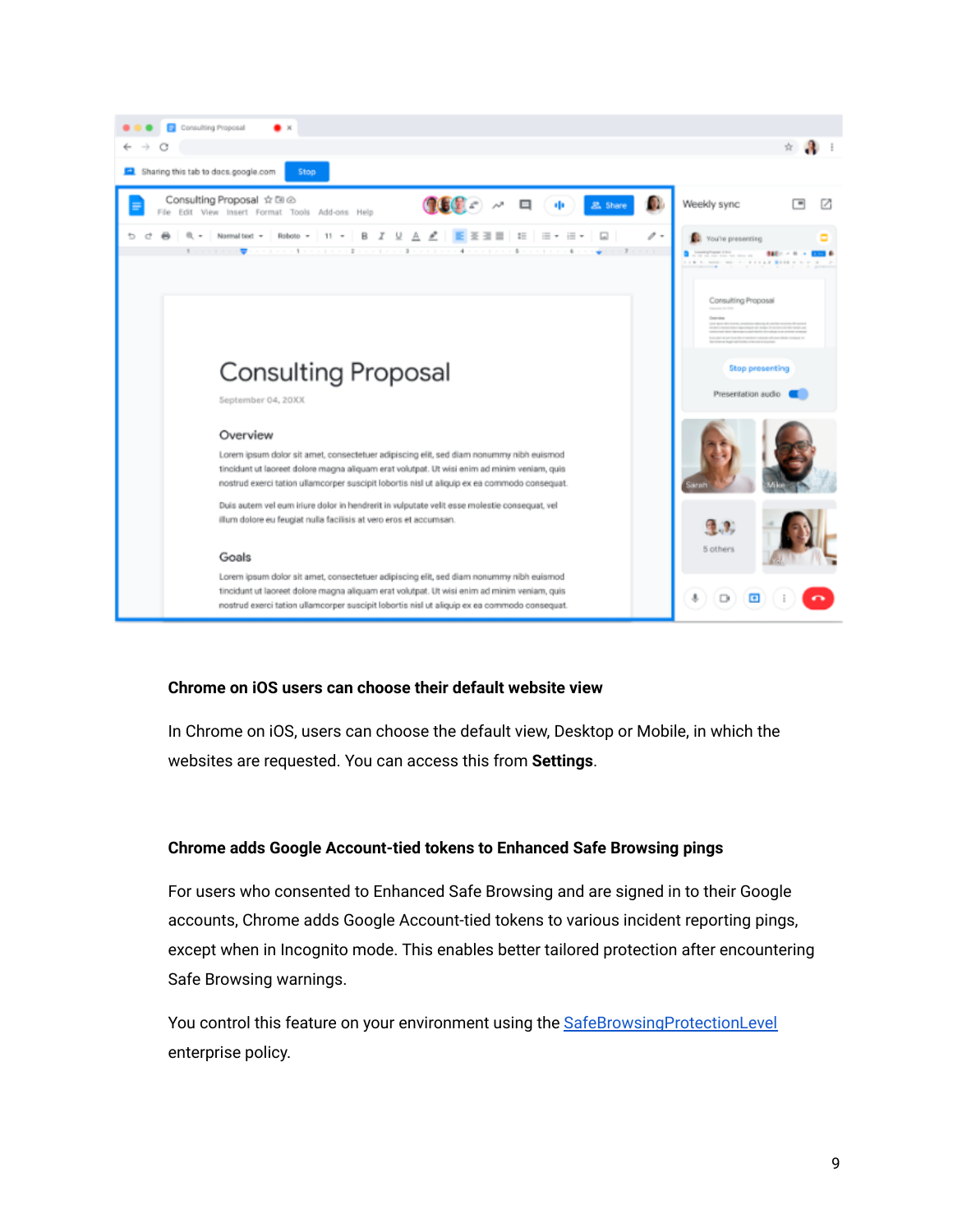### Chrome on iOS users can choose their default website view

In Chrome on iOS, users can choose the default view, Desktop or Mobile, in which the websites are requested. You can access this from **Settings**.

### Chrome adds Google Account-tied tokens to Enhanced Safe Browsing pings

For users who consented to Enhanced Safe Browsing and are signed in to their Google accounts, Chrome adds Google Account-tied tokens to various incident reporting pings, except when in Incognito mode. This enables better tailored protection after encountering Safe Browsing warnings.

You control this feature on your environment using the SafeBrowsingProtectionLevel enterprise policy.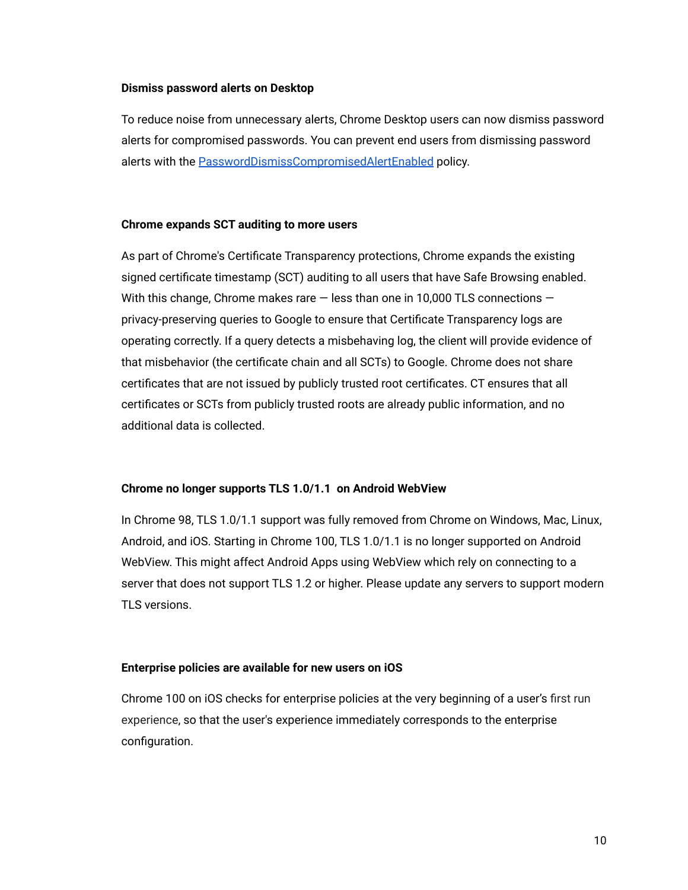**Dismiss password alerts on Desktop**

To reduce noise from unnecessary alerts, Chrome Desktop users can now dismiss password alerts for compromised passwords. You can prevent end users from dismissing password alerts with the [PasswordDismissCompromisedAlertEnabled]() policy.

**Chrome expands SCT auditing to more users**

As part of Chrome's Certificate Transparency protections, Chrome expands the existing signed certificate timestamp (SCT) auditing to all users that have Safe Browsing enabled. With this change, Chrome makes rare — less than one in 10,000 TLS connections — privacy-preserving queries to Google to ensure that Certificate Transparency logs are operating correctly. If a query detects a misbehaving log, the client will provide evidence of that misbehavior (the certificate chain and all SCTs) to Google. Chrome does not share certificates that are not issued by publicly trusted root certificates. CT ensures that all certificates or SCTs from publicly trusted roots are already public information, and no additional data is collected.

**Chrome no longer supports TLS 1.0/1.1 on Android WebView**

In Chrome 98, TLS 1.0/1.1 support was fully removed from Chrome on Windows, Mac, Linux, Android, and iOS. Starting in Chrome 100, TLS 1.0/1.1 is no longer supported on Android WebView. This might affect Android Apps using WebView which rely on connecting to a server that does not support TLS 1.2 or higher. Please update any servers to support modern TLS versions.

**Enterprise policies are available for new users on iOS**

Chrome 100 on iOS checks for enterprise policies at the very beginning of a user's first run experience, so that the user's experience immediately corresponds to the enterprise configuration.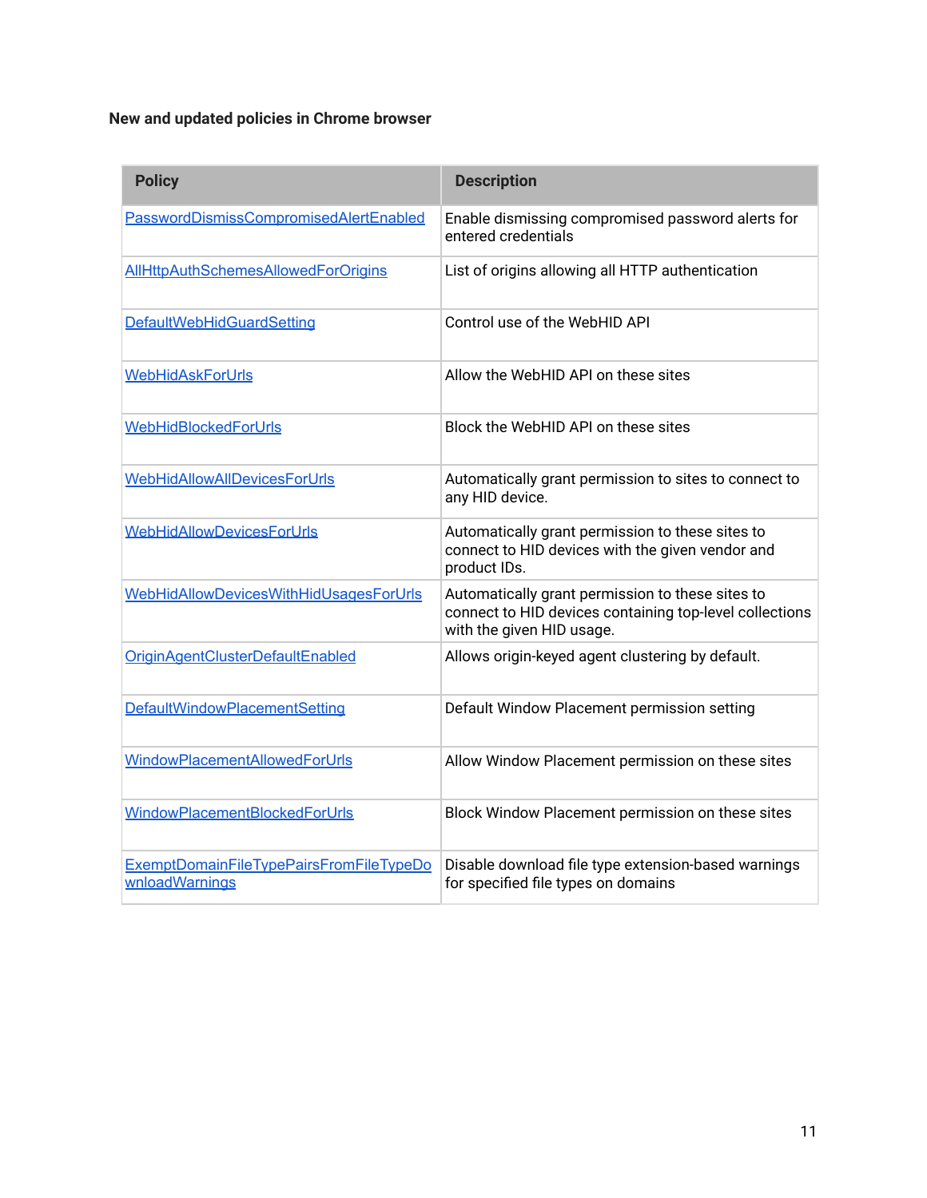### New and updated policies in Chrome browser

| Policy | Description |
| --- | --- |
| PasswordDismissCompromisedAlertEnabled | Enable dismissing compromised password alerts for entered credentials |
| AllHttpAuthSchemesAllowedForOrigins | List of origins allowing all HTTP authentication |
| DefaultWebHidGuardSetting | Control use of the WebHID API |
| WebHidAskForUrls | Allow the WebHID API on these sites |
| WebHidBlockedForUrls | Block the WebHID API on these sites |
| WebHidAllowAllDevicesForUrls | Automatically grant permission to sites to connect to any HID device. |
| WebHidAllowDevicesForUrls | Automatically grant permission to these sites to connect to HID devices with the given vendor and product IDs. |
| WebHidAllowDevicesWithHidUsagesForUrls | Automatically grant permission to these sites to connect to HID devices containing top-level collections with the given HID usage. |
| OriginAgentClusterDefaultEnabled | Allows origin-keyed agent clustering by default. |
| DefaultWindowPlacementSetting | Default Window Placement permission setting |
| WindowPlacementAllowedForUrls | Allow Window Placement permission on these sites |
| WindowPlacementBlockedForUrls | Block Window Placement permission on these sites |
| ExemptDomainFileTypePairsFromFileTypeDownloadWarnings | Disable download file type extension-based warnings for specified file types on domains |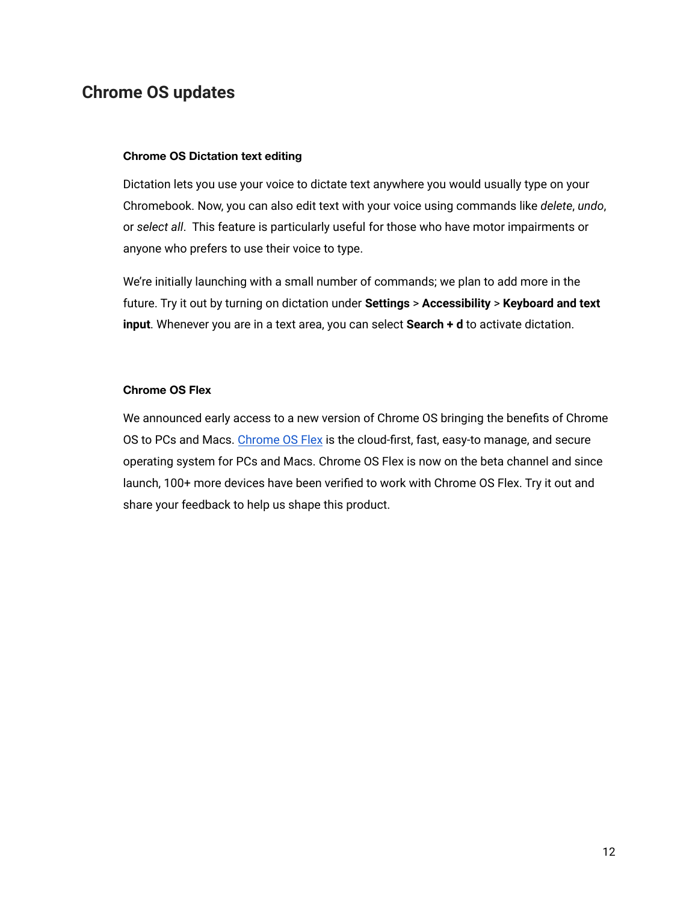## Chrome OS updates

### Chrome OS Dictation text editing

Dictation lets you use your voice to dictate text anywhere you would usually type on your Chromebook. Now, you can also edit text with your voice using commands like *delete*, *undo*, or *select all*.  This feature is particularly useful for those who have motor impairments or anyone who prefers to use their voice to type.

We're initially launching with a small number of commands; we plan to add more in the future. Try it out by turning on dictation under **Settings** > **Accessibility** > **Keyboard and text input**. Whenever you are in a text area, you can select **Search + d** to activate dictation.

### Chrome OS Flex

We announced early access to a new version of Chrome OS bringing the benefits of Chrome OS to PCs and Macs. Chrome OS Flex is the cloud-first, fast, easy-to manage, and secure operating system for PCs and Macs. Chrome OS Flex is now on the beta channel and since launch, 100+ more devices have been verified to work with Chrome OS Flex. Try it out and share your feedback to help us shape this product.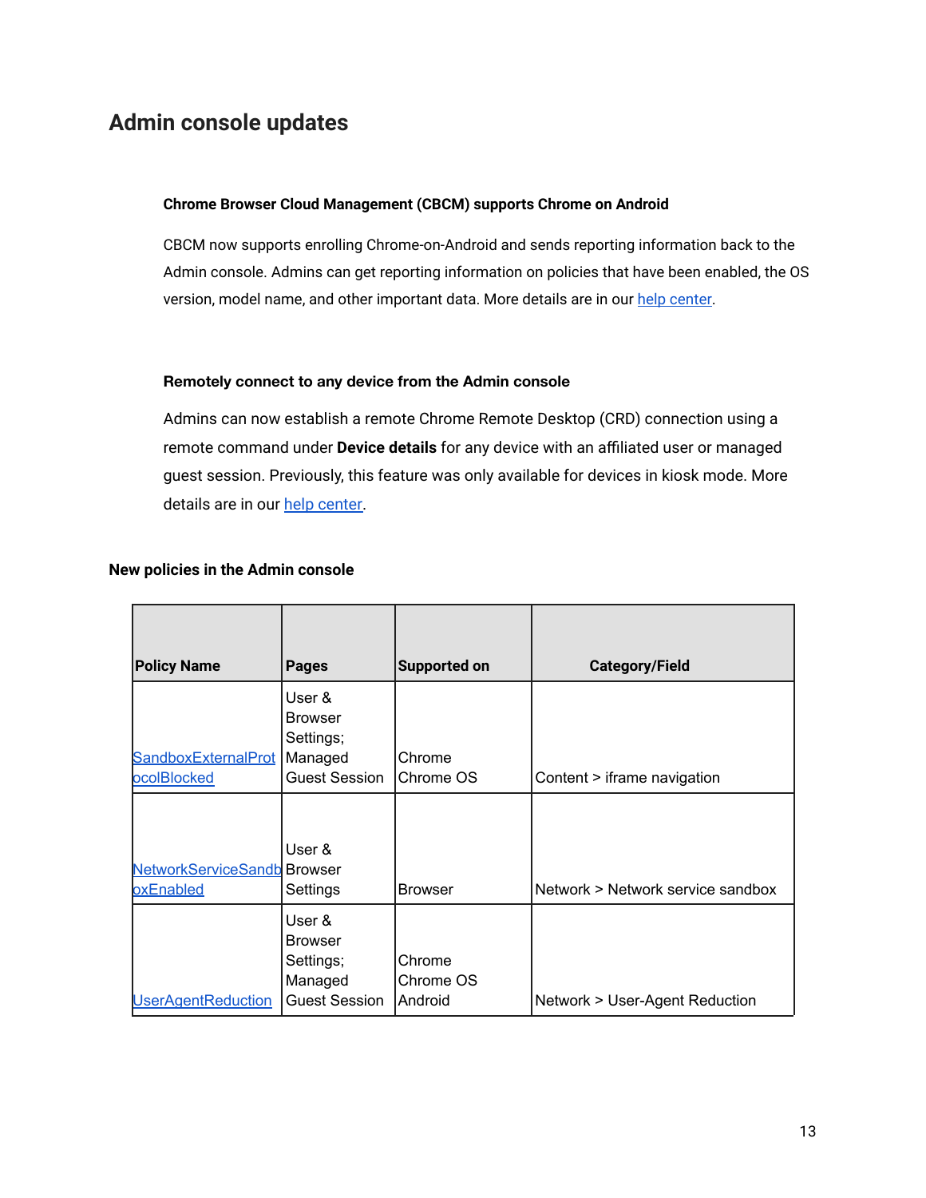## Admin console updates

#### Chrome Browser Cloud Management (CBCM) supports Chrome on Android

CBCM now supports enrolling Chrome-on-Android and sends reporting information back to the Admin console. Admins can get reporting information on policies that have been enabled, the OS version, model name, and other important data. More details are in our help center.

#### Remotely connect to any device from the Admin console

Admins can now establish a remote Chrome Remote Desktop (CRD) connection using a remote command under **Device details** for any device with an affiliated user or managed guest session. Previously, this feature was only available for devices in kiosk mode. More details are in our help center.

### New policies in the Admin console

| Policy Name | Pages | Supported on | Category/Field |
|---|---|---|---|
| SandboxExternalProtocolBlocked | User & Browser Settings; Managed Guest Session | Chrome Chrome OS | Content > iframe navigation |
| NetworkServiceSandboxEnabled | User & Browser Settings | Browser | Network > Network service sandbox |
| UserAgentReduction | User & Browser Settings; Managed Guest Session | Chrome Chrome OS Android | Network > User-Agent Reduction |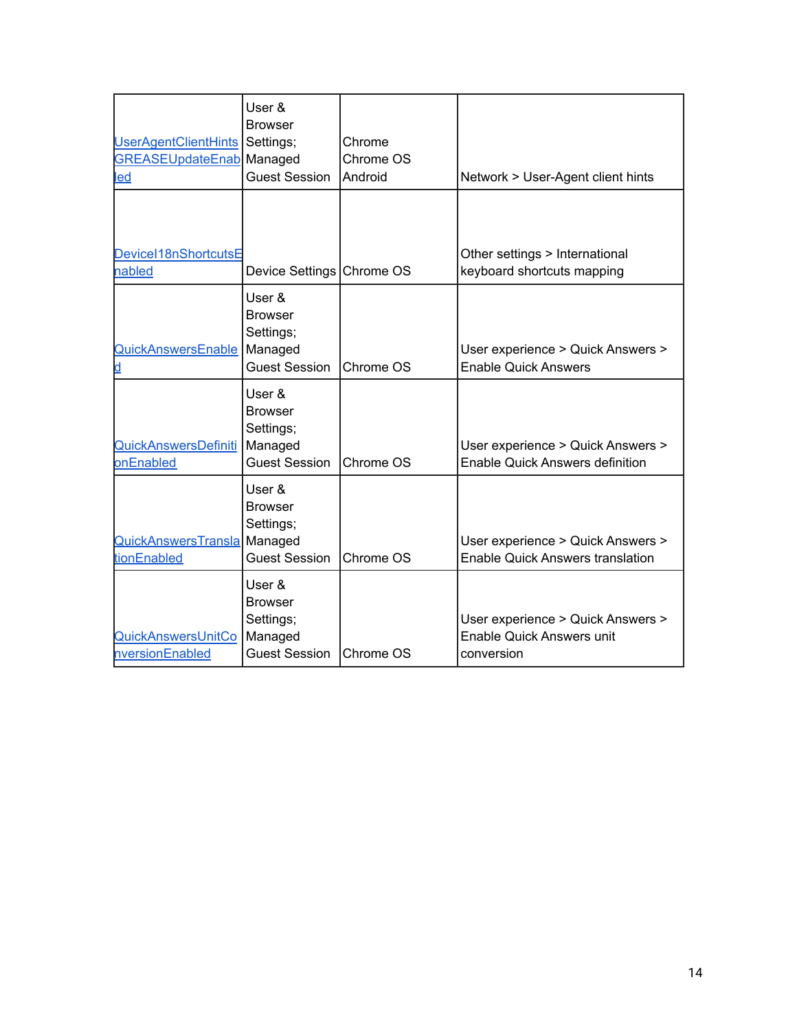| | | | |
|---|---|---|---|
| UserAgentClientHintsGREASEUpdateEnabled | User & Browser Settings; Managed Guest Session | Chrome<br>Chrome OS<br>Android | Network > User-Agent client hints |
| DeviceI18nShortcutsEnabled | Device Settings | Chrome OS | Other settings > International keyboard shortcuts mapping |
| QuickAnswersEnabled | User & Browser Settings; Managed Guest Session | Chrome OS | User experience > Quick Answers > Enable Quick Answers |
| QuickAnswersDefinitionEnabled | User & Browser Settings; Managed Guest Session | Chrome OS | User experience > Quick Answers > Enable Quick Answers definition |
| QuickAnswersTranslationEnabled | User & Browser Settings; Managed Guest Session | Chrome OS | User experience > Quick Answers > Enable Quick Answers translation |
| QuickAnswersUnitConversionEnabled | User & Browser Settings; Managed Guest Session | Chrome OS | User experience > Quick Answers > Enable Quick Answers unit conversion |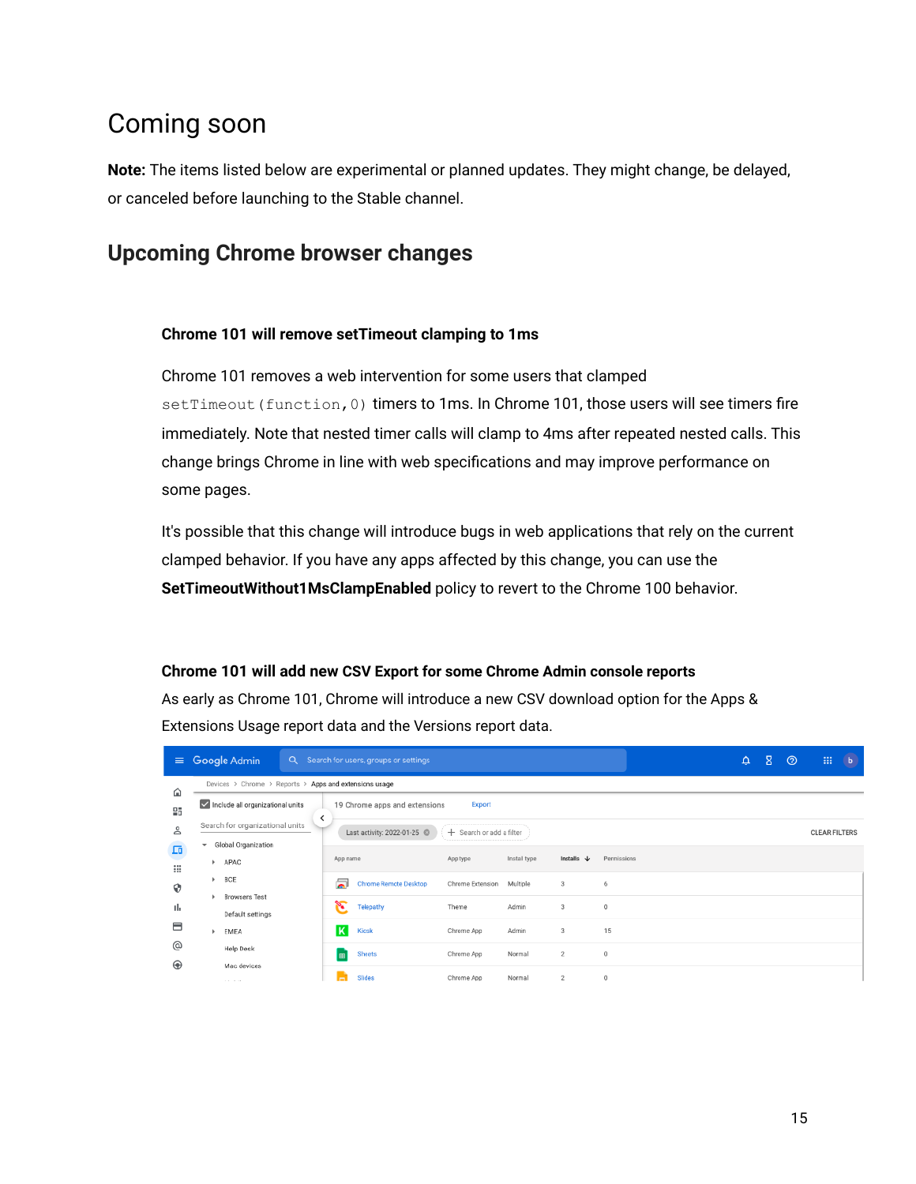# Coming soon

**Note:** The items listed below are experimental or planned updates. They might change, be delayed, or canceled before launching to the Stable channel.

## Upcoming Chrome browser changes

### Chrome 101 will remove setTimeout clamping to 1ms

Chrome 101 removes a web intervention for some users that clamped `setTimeout(function,0)` timers to 1ms. In Chrome 101, those users will see timers fire immediately. Note that nested timer calls will clamp to 4ms after repeated nested calls. This change brings Chrome in line with web specifications and may improve performance on some pages.

It's possible that this change will introduce bugs in web applications that rely on the current clamped behavior. If you have any apps affected by this change, you can use the **SetTimeoutWithout1MsClampEnabled** policy to revert to the Chrome 100 behavior.

### Chrome 101 will add new CSV Export for some Chrome Admin console reports

As early as Chrome 101, Chrome will introduce a new CSV download option for the Apps & Extensions Usage report data and the Versions report data.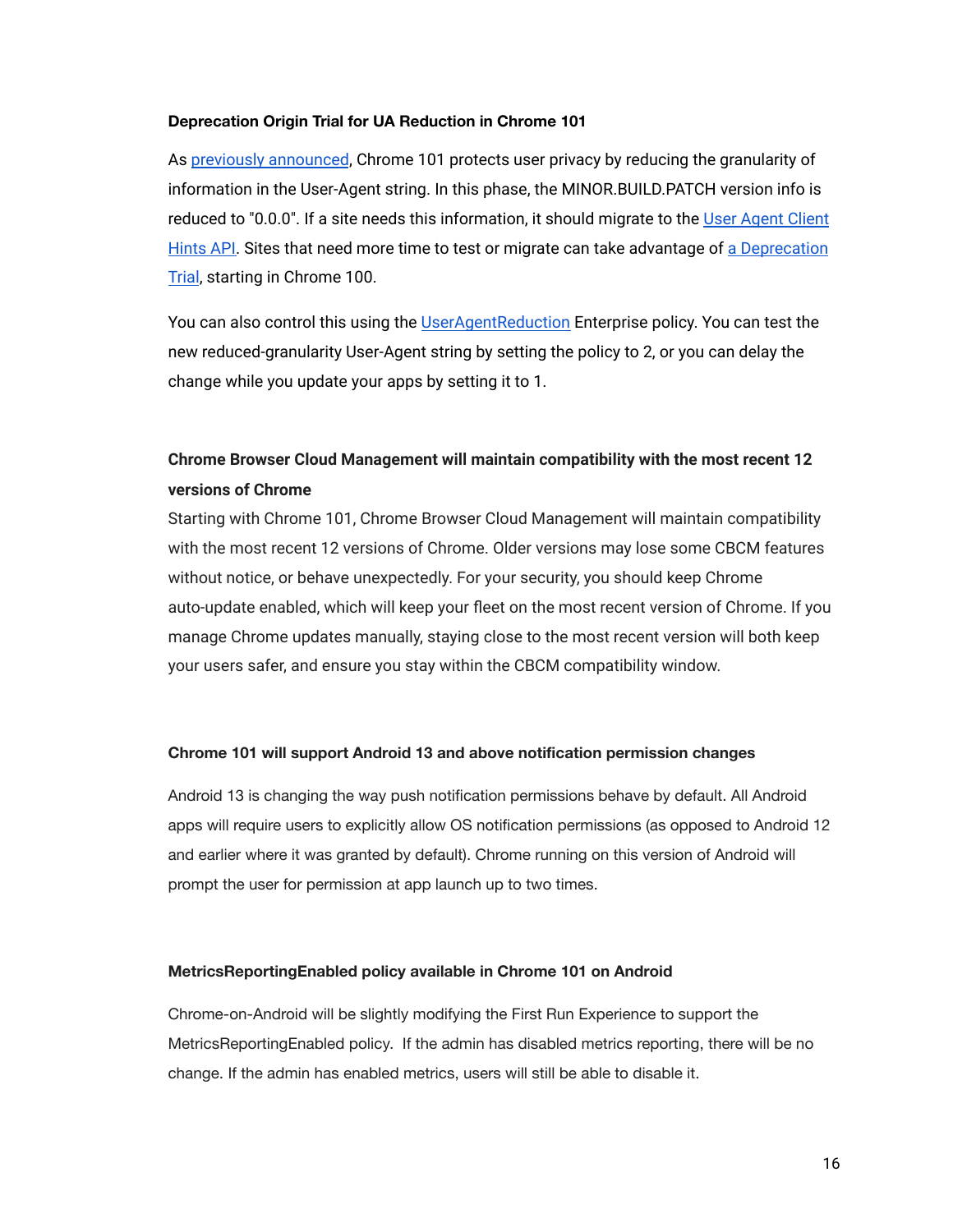### Deprecation Origin Trial for UA Reduction in Chrome 101

As previously announced, Chrome 101 protects user privacy by reducing the granularity of information in the User-Agent string. In this phase, the MINOR.BUILD.PATCH version info is reduced to "0.0.0". If a site needs this information, it should migrate to the User Agent Client Hints API. Sites that need more time to test or migrate can take advantage of a Deprecation Trial, starting in Chrome 100.

You can also control this using the UserAgentReduction Enterprise policy. You can test the new reduced-granularity User-Agent string by setting the policy to 2, or you can delay the change while you update your apps by setting it to 1.

### Chrome Browser Cloud Management will maintain compatibility with the most recent 12 versions of Chrome

Starting with Chrome 101, Chrome Browser Cloud Management will maintain compatibility with the most recent 12 versions of Chrome. Older versions may lose some CBCM features without notice, or behave unexpectedly. For your security, you should keep Chrome auto-update enabled, which will keep your fleet on the most recent version of Chrome. If you manage Chrome updates manually, staying close to the most recent version will both keep your users safer, and ensure you stay within the CBCM compatibility window.

### Chrome 101 will support Android 13 and above notification permission changes

Android 13 is changing the way push notification permissions behave by default. All Android apps will require users to explicitly allow OS notification permissions (as opposed to Android 12 and earlier where it was granted by default). Chrome running on this version of Android will prompt the user for permission at app launch up to two times.

### MetricsReportingEnabled policy available in Chrome 101 on Android

Chrome-on-Android will be slightly modifying the First Run Experience to support the MetricsReportingEnabled policy. If the admin has disabled metrics reporting, there will be no change. If the admin has enabled metrics, users will still be able to disable it.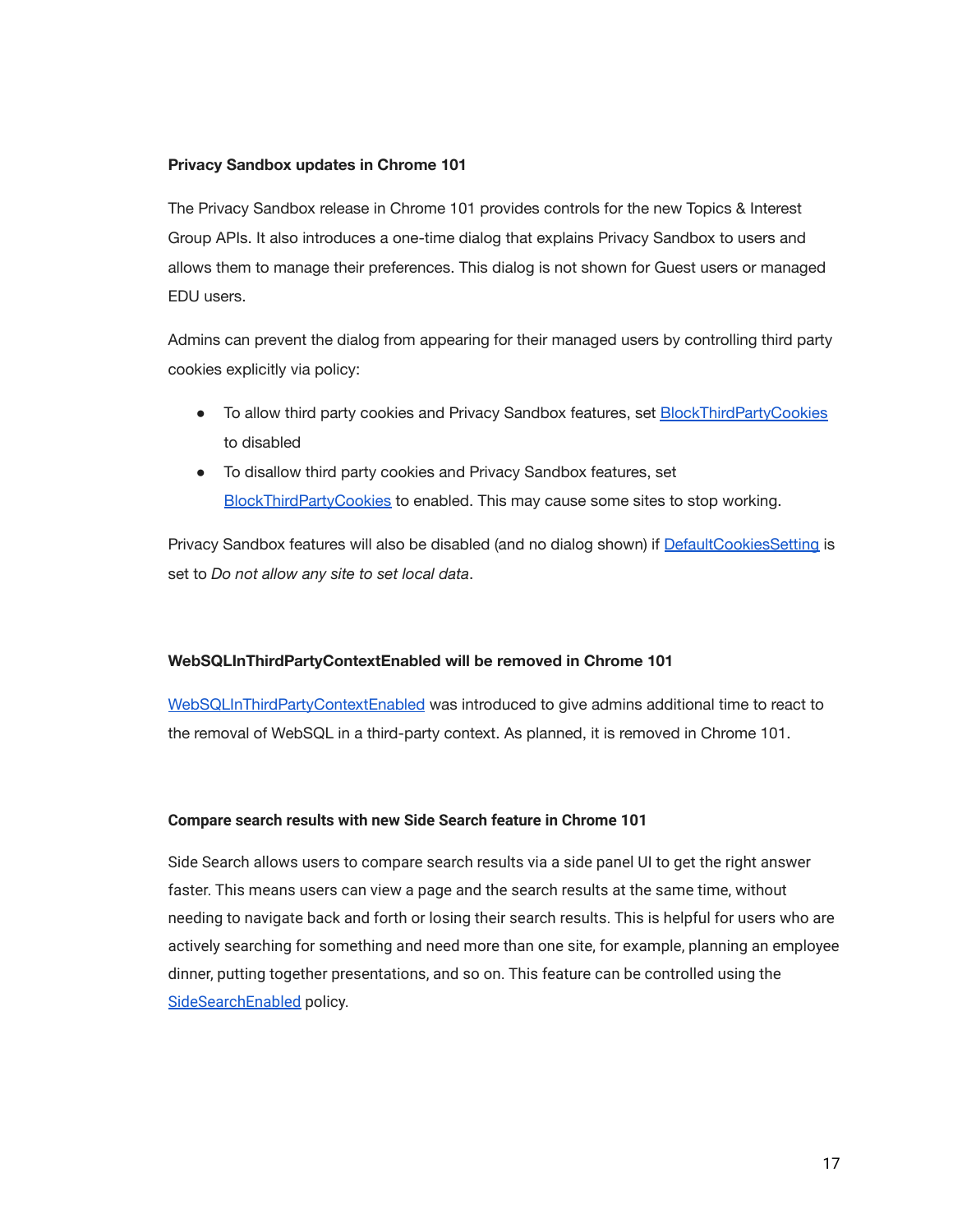**Privacy Sandbox updates in Chrome 101**

The Privacy Sandbox release in Chrome 101 provides controls for the new Topics & Interest Group APIs. It also introduces a one-time dialog that explains Privacy Sandbox to users and allows them to manage their preferences. This dialog is not shown for Guest users or managed EDU users.

Admins can prevent the dialog from appearing for their managed users by controlling third party cookies explicitly via policy:

- To allow third party cookies and Privacy Sandbox features, set BlockThirdPartyCookies to disabled
- To disallow third party cookies and Privacy Sandbox features, set BlockThirdPartyCookies to enabled. This may cause some sites to stop working.

Privacy Sandbox features will also be disabled (and no dialog shown) if DefaultCookiesSetting is set to *Do not allow any site to set local data*.

**WebSQLInThirdPartyContextEnabled will be removed in Chrome 101**

WebSQLInThirdPartyContextEnabled was introduced to give admins additional time to react to the removal of WebSQL in a third-party context. As planned, it is removed in Chrome 101.

**Compare search results with new Side Search feature in Chrome 101**

Side Search allows users to compare search results via a side panel UI to get the right answer faster. This means users can view a page and the search results at the same time, without needing to navigate back and forth or losing their search results. This is helpful for users who are actively searching for something and need more than one site, for example, planning an employee dinner, putting together presentations, and so on. This feature can be controlled using the SideSearchEnabled policy.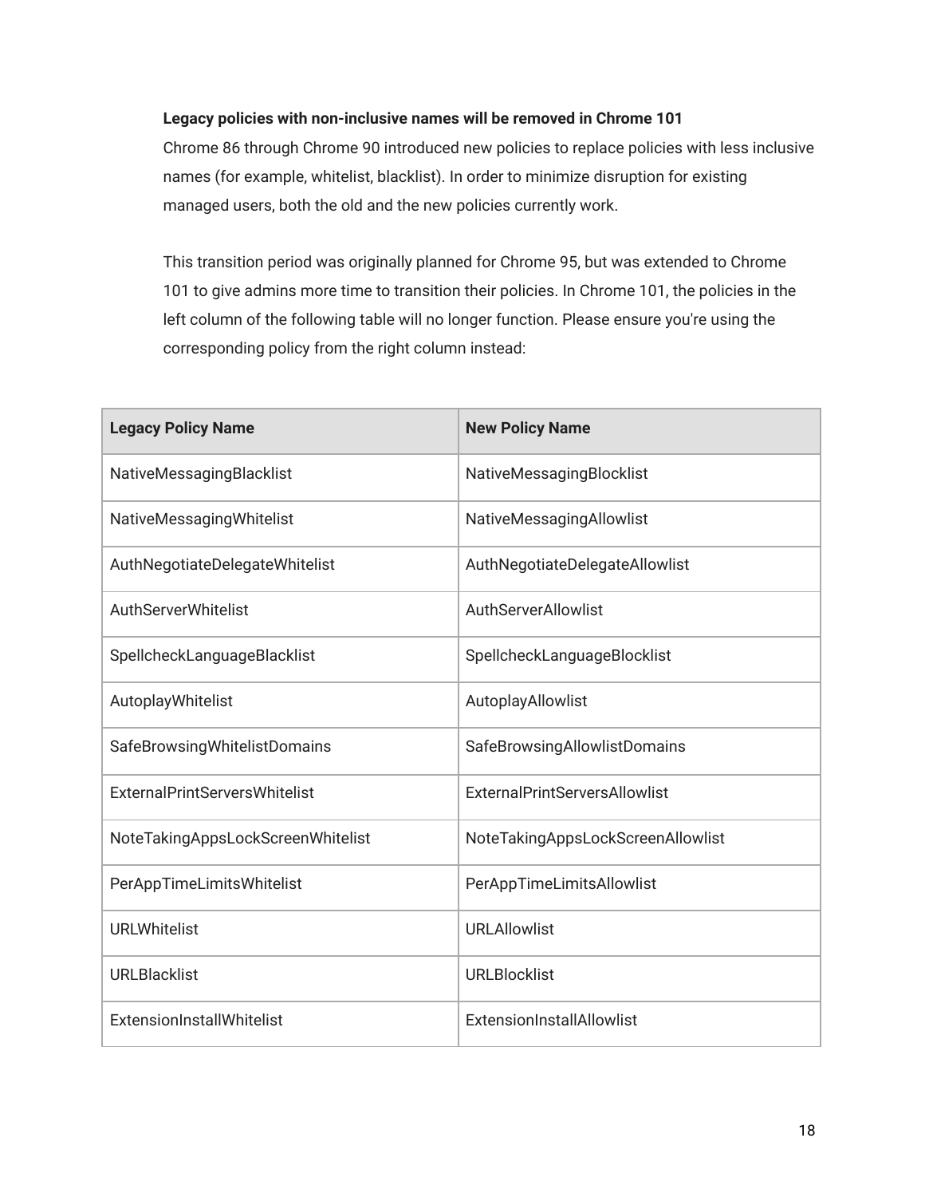**Legacy policies with non-inclusive names will be removed in Chrome 101**

Chrome 86 through Chrome 90 introduced new policies to replace policies with less inclusive names (for example, whitelist, blacklist). In order to minimize disruption for existing managed users, both the old and the new policies currently work.

This transition period was originally planned for Chrome 95, but was extended to Chrome 101 to give admins more time to transition their policies. In Chrome 101, the policies in the left column of the following table will no longer function. Please ensure you're using the corresponding policy from the right column instead:

| Legacy Policy Name | New Policy Name |
|---|---|
| NativeMessagingBlacklist | NativeMessagingBlocklist |
| NativeMessagingWhitelist | NativeMessagingAllowlist |
| AuthNegotiateDelegateWhitelist | AuthNegotiateDelegateAllowlist |
| AuthServerWhitelist | AuthServerAllowlist |
| SpellcheckLanguageBlacklist | SpellcheckLanguageBlocklist |
| AutoplayWhitelist | AutoplayAllowlist |
| SafeBrowsingWhitelistDomains | SafeBrowsingAllowlistDomains |
| ExternalPrintServersWhitelist | ExternalPrintServersAllowlist |
| NoteTakingAppsLockScreenWhitelist | NoteTakingAppsLockScreenAllowlist |
| PerAppTimeLimitsWhitelist | PerAppTimeLimitsAllowlist |
| URLWhitelist | URLAllowlist |
| URLBlacklist | URLBlocklist |
| ExtensionInstallWhitelist | ExtensionInstallAllowlist |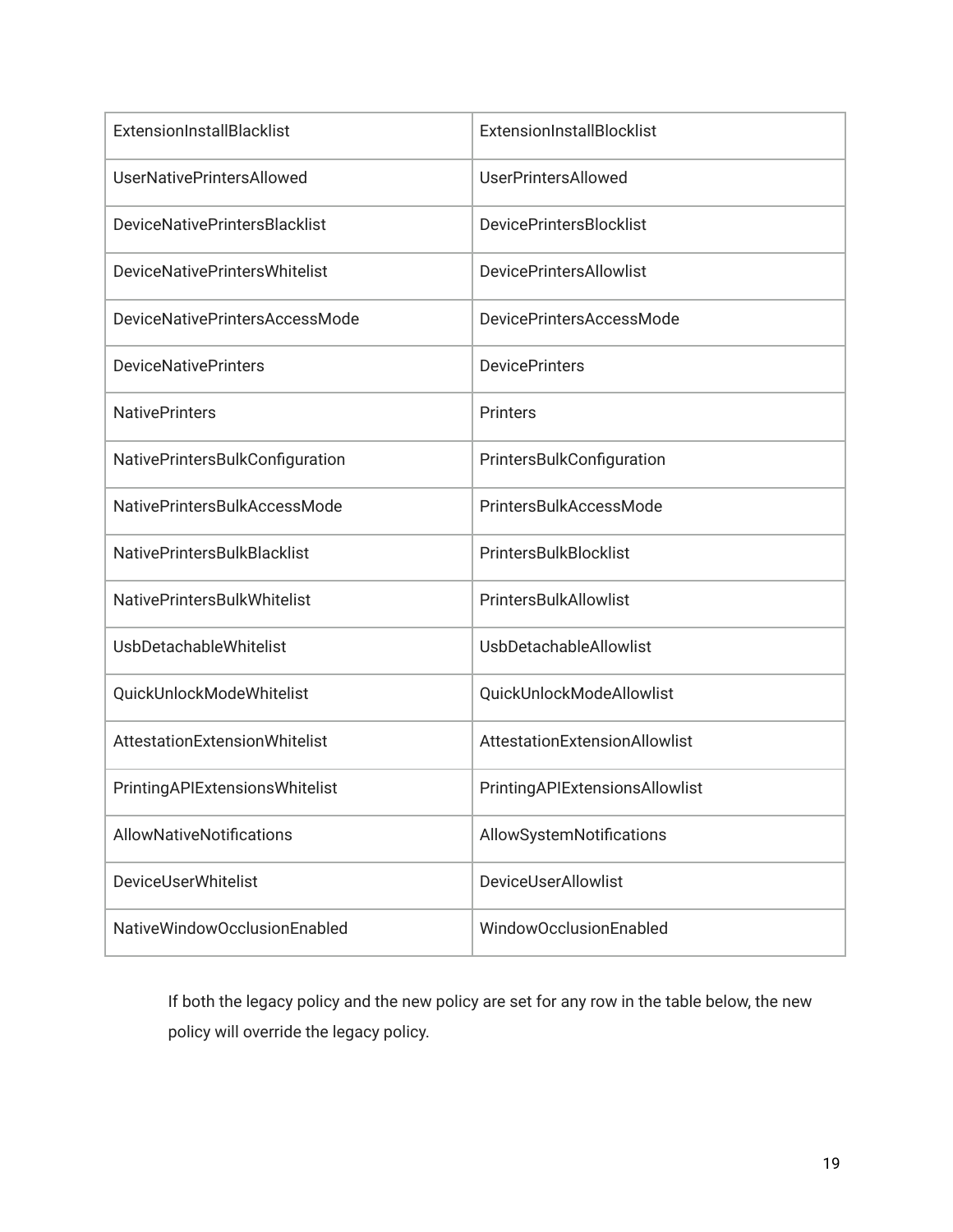| ExtensionInstallBlacklist | ExtensionInstallBlocklist |
|---|---|
| UserNativePrintersAllowed | UserPrintersAllowed |
| DeviceNativePrintersBlacklist | DevicePrintersBlocklist |
| DeviceNativePrintersWhitelist | DevicePrintersAllowlist |
| DeviceNativePrintersAccessMode | DevicePrintersAccessMode |
| DeviceNativePrinters | DevicePrinters |
| NativePrinters | Printers |
| NativePrintersBulkConfiguration | PrintersBulkConfiguration |
| NativePrintersBulkAccessMode | PrintersBulkAccessMode |
| NativePrintersBulkBlacklist | PrintersBulkBlocklist |
| NativePrintersBulkWhitelist | PrintersBulkAllowlist |
| UsbDetachableWhitelist | UsbDetachableAllowlist |
| QuickUnlockModeWhitelist | QuickUnlockModeAllowlist |
| AttestationExtensionWhitelist | AttestationExtensionAllowlist |
| PrintingAPIExtensionsWhitelist | PrintingAPIExtensionsAllowlist |
| AllowNativeNotifications | AllowSystemNotifications |
| DeviceUserWhitelist | DeviceUserAllowlist |
| NativeWindowOcclusionEnabled | WindowOcclusionEnabled |

If both the legacy policy and the new policy are set for any row in the table below, the new policy will override the legacy policy.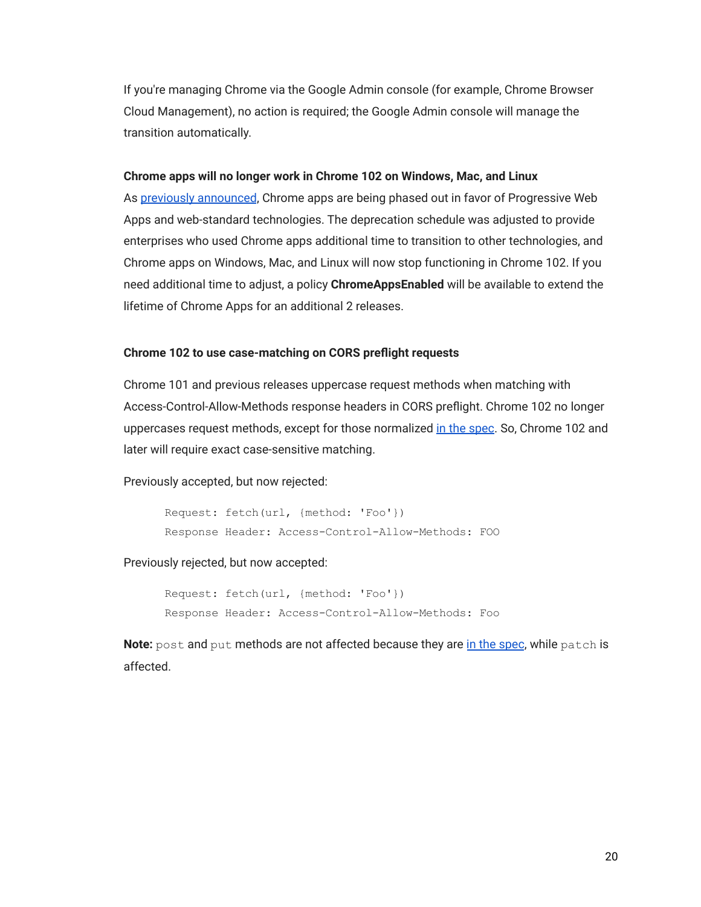If you're managing Chrome via the Google Admin console (for example, Chrome Browser Cloud Management), no action is required; the Google Admin console will manage the transition automatically.

**Chrome apps will no longer work in Chrome 102 on Windows, Mac, and Linux**

As previously announced, Chrome apps are being phased out in favor of Progressive Web Apps and web-standard technologies. The deprecation schedule was adjusted to provide enterprises who used Chrome apps additional time to transition to other technologies, and Chrome apps on Windows, Mac, and Linux will now stop functioning in Chrome 102. If you need additional time to adjust, a policy **ChromeAppsEnabled** will be available to extend the lifetime of Chrome Apps for an additional 2 releases.

**Chrome 102 to use case-matching on CORS preflight requests**

Chrome 101 and previous releases uppercase request methods when matching with Access-Control-Allow-Methods response headers in CORS preflight. Chrome 102 no longer uppercases request methods, except for those normalized in the spec. So, Chrome 102 and later will require exact case-sensitive matching.

Previously accepted, but now rejected:

```
Request: fetch(url, {method: 'Foo'})
Response Header: Access-Control-Allow-Methods: FOO
```

Previously rejected, but now accepted:

```
Request: fetch(url, {method: 'Foo'})
Response Header: Access-Control-Allow-Methods: Foo
```

**Note:** `post` and `put` methods are not affected because they are in the spec, while `patch` is affected.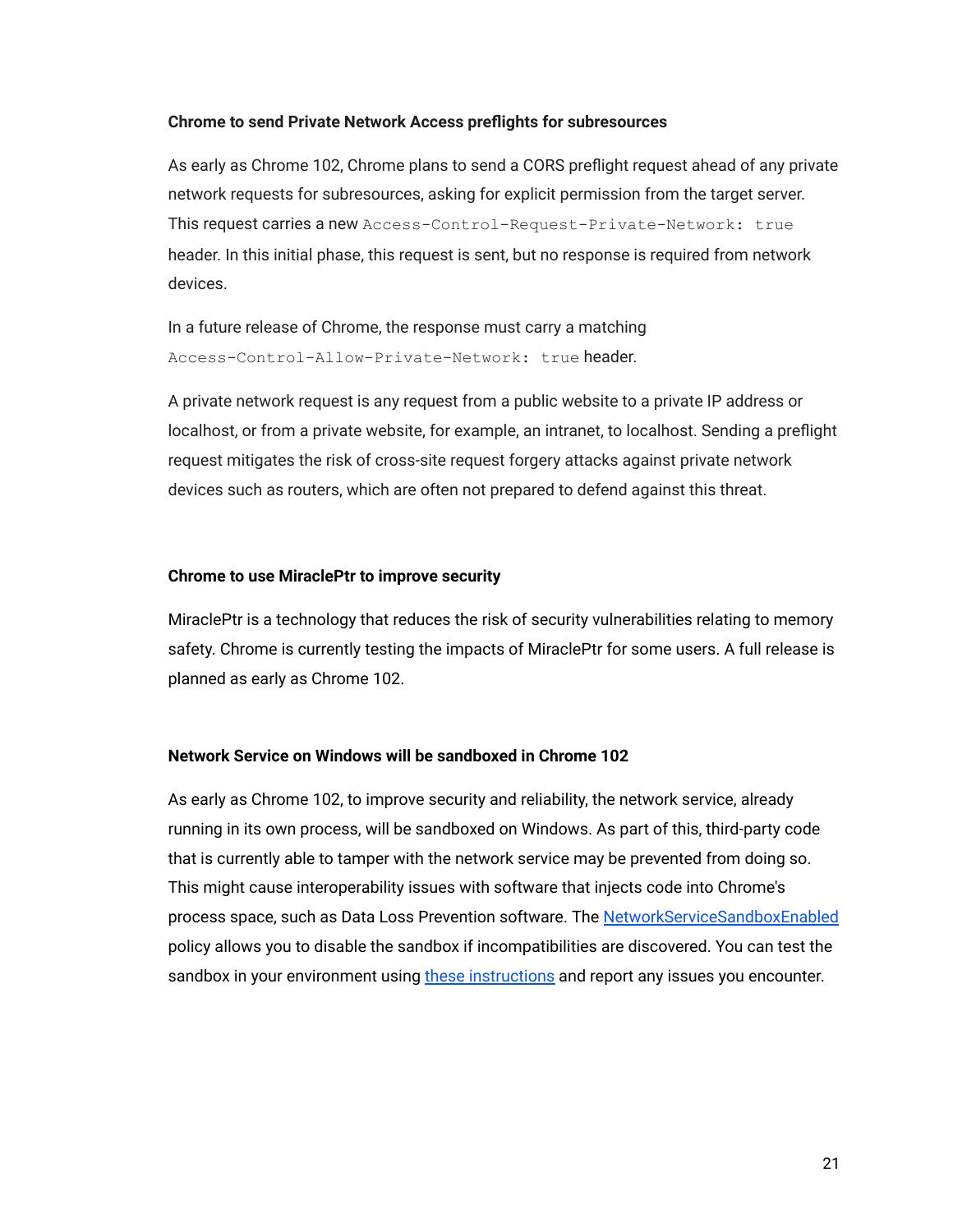**Chrome to send Private Network Access preflights for subresources**

As early as Chrome 102, Chrome plans to send a CORS preflight request ahead of any private network requests for subresources, asking for explicit permission from the target server. This request carries a new `Access-Control-Request-Private-Network: true` header. In this initial phase, this request is sent, but no response is required from network devices.

In a future release of Chrome, the response must carry a matching `Access-Control-Allow-Private-Network: true` header.

A private network request is any request from a public website to a private IP address or localhost, or from a private website, for example, an intranet, to localhost. Sending a preflight request mitigates the risk of cross-site request forgery attacks against private network devices such as routers, which are often not prepared to defend against this threat.

**Chrome to use MiraclePtr to improve security**

MiraclePtr is a technology that reduces the risk of security vulnerabilities relating to memory safety. Chrome is currently testing the impacts of MiraclePtr for some users. A full release is planned as early as Chrome 102.

**Network Service on Windows will be sandboxed in Chrome 102**

As early as Chrome 102, to improve security and reliability, the network service, already running in its own process, will be sandboxed on Windows. As part of this, third-party code that is currently able to tamper with the network service may be prevented from doing so. This might cause interoperability issues with software that injects code into Chrome's process space, such as Data Loss Prevention software. The NetworkServiceSandboxEnabled policy allows you to disable the sandbox if incompatibilities are discovered. You can test the sandbox in your environment using these instructions and report any issues you encounter.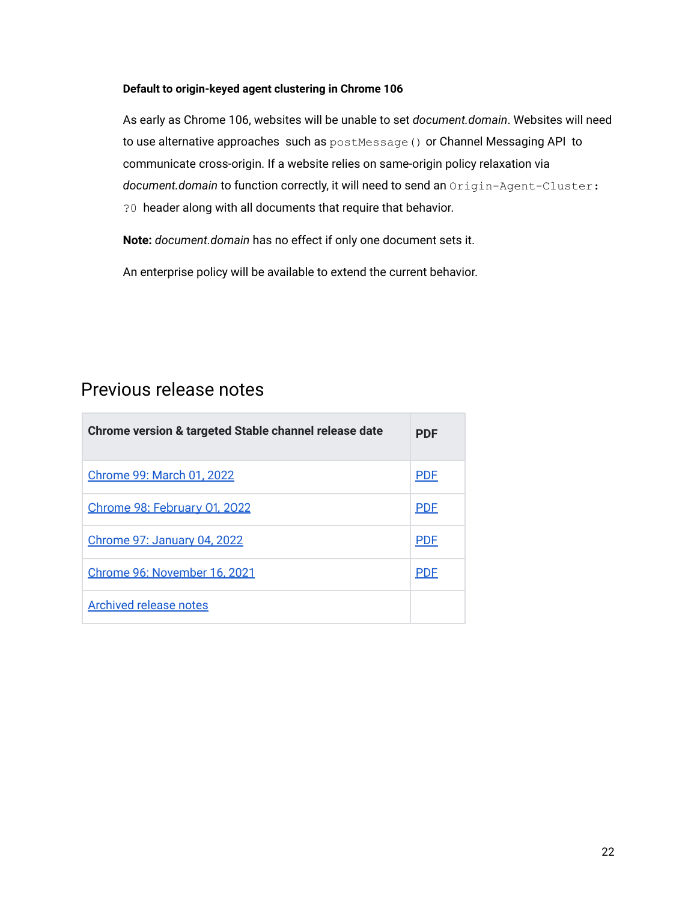**Default to origin-keyed agent clustering in Chrome 106**

As early as Chrome 106, websites will be unable to set *document.domain*. Websites will need to use alternative approaches such as `postMessage()` or Channel Messaging API to communicate cross-origin. If a website relies on same-origin policy relaxation via *document.domain* to function correctly, it will need to send an `Origin-Agent-Cluster: ?0` header along with all documents that require that behavior.

**Note:** *document.domain* has no effect if only one document sets it.

An enterprise policy will be available to extend the current behavior.

## Previous release notes

| Chrome version & targeted Stable channel release date | PDF |
| --- | --- |
| Chrome 99: March 01, 2022 | PDF |
| Chrome 98: February 01, 2022 | PDF |
| Chrome 97: January 04, 2022 | PDF |
| Chrome 96: November 16, 2021 | PDF |
| Archived release notes | |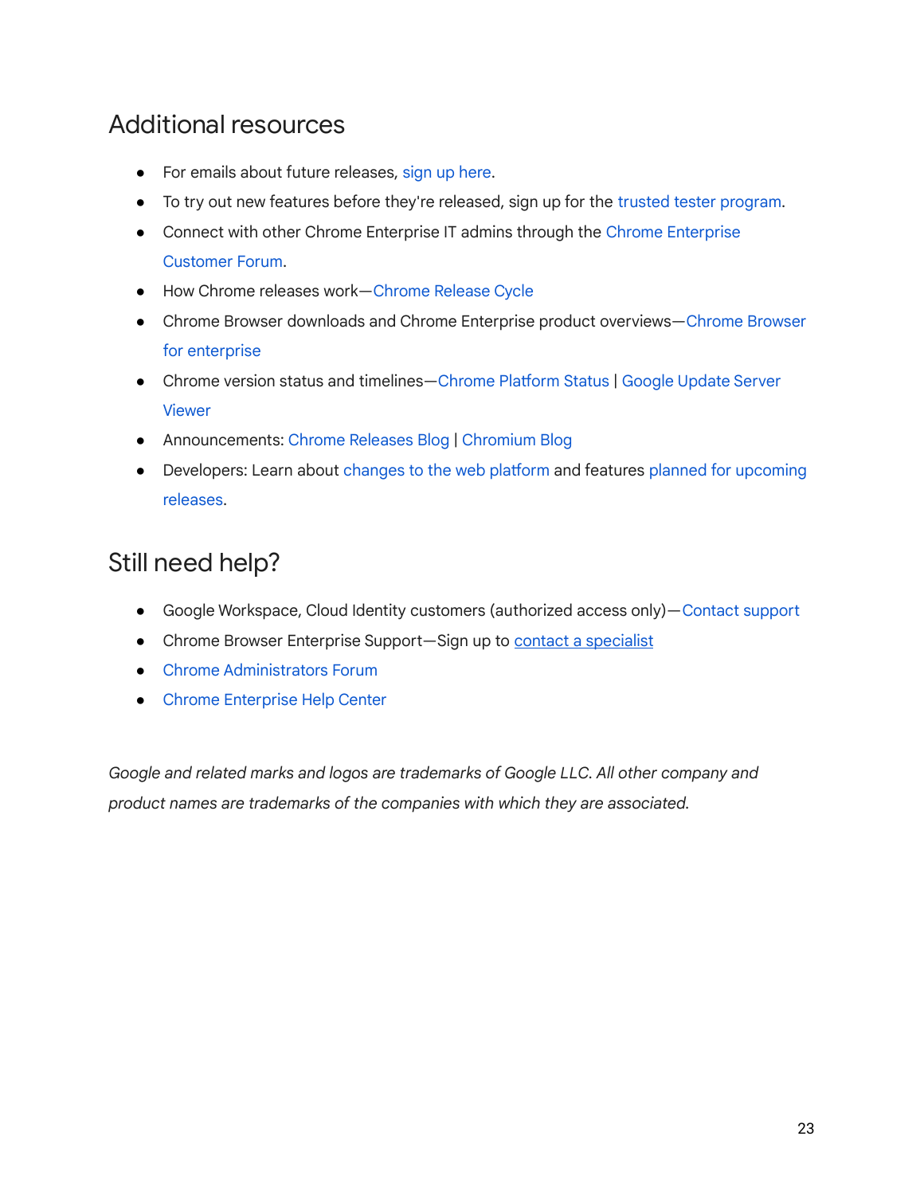## Additional resources

- For emails about future releases, sign up here.
- To try out new features before they're released, sign up for the trusted tester program.
- Connect with other Chrome Enterprise IT admins through the Chrome Enterprise Customer Forum.
- How Chrome releases work—Chrome Release Cycle
- Chrome Browser downloads and Chrome Enterprise product overviews—Chrome Browser for enterprise
- Chrome version status and timelines—Chrome Platform Status | Google Update Server Viewer
- Announcements: Chrome Releases Blog | Chromium Blog
- Developers: Learn about changes to the web platform and features planned for upcoming releases.

## Still need help?

- Google Workspace, Cloud Identity customers (authorized access only)—Contact support
- Chrome Browser Enterprise Support—Sign up to contact a specialist
- Chrome Administrators Forum
- Chrome Enterprise Help Center

*Google and related marks and logos are trademarks of Google LLC. All other company and product names are trademarks of the companies with which they are associated.*